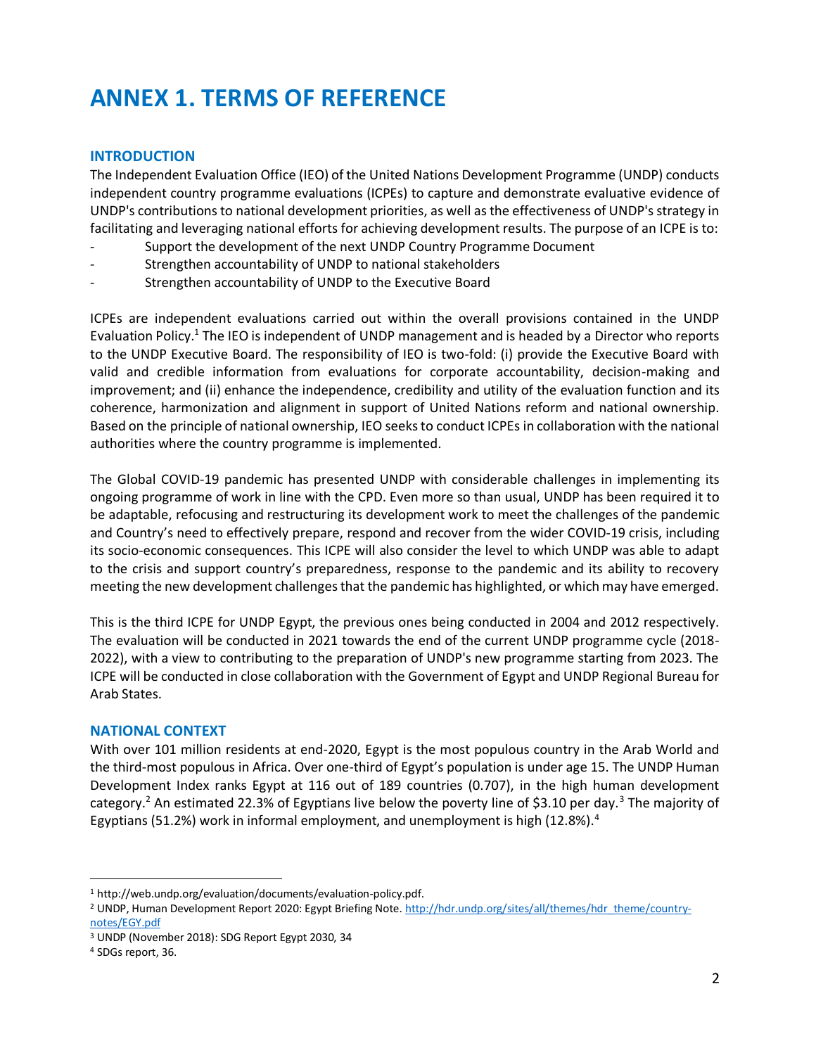# ANNEX 1. TERMS OF REFERENCE

## INTRODUCTION

The Independent Evaluation Office (IEO) of the United Nations Development Programme (UNDP) conducts independent country programme evaluations (ICPEs) to capture and demonstrate evaluative evidence of UNDP's contributions to national development priorities, as well as the effectiveness of UNDP's strategy in facilitating and leveraging national efforts for achieving development results. The purpose of an ICPE is to:

- Support the development of the next UNDP Country Programme Document
- Strengthen accountability of UNDP to national stakeholders
- Strengthen accountability of UNDP to the Executive Board

ICPEs are independent evaluations carried out within the overall provisions contained in the UNDP Evaluation Policy.[1] The IEO is independent of UNDP management and is headed by a Director who reports to the UNDP Executive Board. The responsibility of IEO is two-fold: (i) provide the Executive Board with valid and credible information from evaluations for corporate accountability, decision-making and improvement; and (ii) enhance the independence, credibility and utility of the evaluation function and its coherence, harmonization and alignment in support of United Nations reform and national ownership. Based on the principle of national ownership, IEO seeks to conduct ICPEs in collaboration with the national authorities where the country programme is implemented.

The Global COVID-19 pandemic has presented UNDP with considerable challenges in implementing its ongoing programme of work in line with the CPD. Even more so than usual, UNDP has been required it to be adaptable, refocusing and restructuring its development work to meet the challenges of the pandemic and Country's need to effectively prepare, respond and recover from the wider COVID-19 crisis, including its socio-economic consequences. This ICPE will also consider the level to which UNDP was able to adapt to the crisis and support country's preparedness, response to the pandemic and its ability to recovery meeting the new development challenges that the pandemic has highlighted, or which may have emerged.

This is the third ICPE for UNDP Egypt, the previous ones being conducted in 2004 and 2012 respectively. The evaluation will be conducted in 2021 towards the end of the current UNDP programme cycle (2018-2022), with a view to contributing to the preparation of UNDP's new programme starting from 2023. The ICPE will be conducted in close collaboration with the Government of Egypt and UNDP Regional Bureau for Arab States.

## NATIONAL CONTEXT

With over 101 million residents at end-2020, Egypt is the most populous country in the Arab World and the third-most populous in Africa. Over one-third of Egypt's population is under age 15. The UNDP Human Development Index ranks Egypt at 116 out of 189 countries (0.707), in the high human development category.[2] An estimated 22.3% of Egyptians live below the poverty line of $3.10 per day.[3] The majority of Egyptians (51.2%) work in informal employment, and unemployment is high (12.8%).[4]

---

[1] http://web.undp.org/evaluation/documents/evaluation-policy.pdf.

[2] UNDP, Human Development Report 2020: Egypt Briefing Note. http://hdr.undp.org/sites/all/themes/hdr_theme/country-notes/EGY.pdf

[3] UNDP (November 2018): SDG Report Egypt 2030, 34

[4] SDGs report, 36.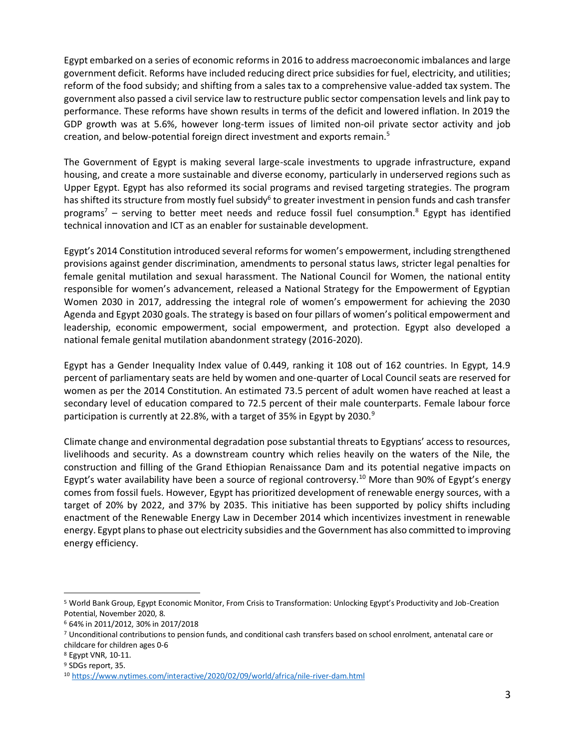Egypt embarked on a series of economic reforms in 2016 to address macroeconomic imbalances and large government deficit. Reforms have included reducing direct price subsidies for fuel, electricity, and utilities; reform of the food subsidy; and shifting from a sales tax to a comprehensive value-added tax system. The government also passed a civil service law to restructure public sector compensation levels and link pay to performance. These reforms have shown results in terms of the deficit and lowered inflation. In 2019 the GDP growth was at 5.6%, however long-term issues of limited non-oil private sector activity and job creation, and below-potential foreign direct investment and exports remain.[5]

The Government of Egypt is making several large-scale investments to upgrade infrastructure, expand housing, and create a more sustainable and diverse economy, particularly in underserved regions such as Upper Egypt. Egypt has also reformed its social programs and revised targeting strategies. The program has shifted its structure from mostly fuel subsidy[6] to greater investment in pension funds and cash transfer programs[7] – serving to better meet needs and reduce fossil fuel consumption.[8] Egypt has identified technical innovation and ICT as an enabler for sustainable development.

Egypt's 2014 Constitution introduced several reforms for women's empowerment, including strengthened provisions against gender discrimination, amendments to personal status laws, stricter legal penalties for female genital mutilation and sexual harassment. The National Council for Women, the national entity responsible for women's advancement, released a National Strategy for the Empowerment of Egyptian Women 2030 in 2017, addressing the integral role of women's empowerment for achieving the 2030 Agenda and Egypt 2030 goals. The strategy is based on four pillars of women's political empowerment and leadership, economic empowerment, social empowerment, and protection. Egypt also developed a national female genital mutilation abandonment strategy (2016-2020).

Egypt has a Gender Inequality Index value of 0.449, ranking it 108 out of 162 countries. In Egypt, 14.9 percent of parliamentary seats are held by women and one-quarter of Local Council seats are reserved for women as per the 2014 Constitution. An estimated 73.5 percent of adult women have reached at least a secondary level of education compared to 72.5 percent of their male counterparts. Female labour force participation is currently at 22.8%, with a target of 35% in Egypt by 2030.[9]

Climate change and environmental degradation pose substantial threats to Egyptians' access to resources, livelihoods and security. As a downstream country which relies heavily on the waters of the Nile, the construction and filling of the Grand Ethiopian Renaissance Dam and its potential negative impacts on Egypt's water availability have been a source of regional controversy.[10] More than 90% of Egypt's energy comes from fossil fuels. However, Egypt has prioritized development of renewable energy sources, with a target of 20% by 2022, and 37% by 2035. This initiative has been supported by policy shifts including enactment of the Renewable Energy Law in December 2014 which incentivizes investment in renewable energy. Egypt plans to phase out electricity subsidies and the Government has also committed to improving energy efficiency.

---

[5] World Bank Group, Egypt Economic Monitor, From Crisis to Transformation: Unlocking Egypt's Productivity and Job-Creation Potential, November 2020, 8.

[6] 64% in 2011/2012, 30% in 2017/2018

[7] Unconditional contributions to pension funds, and conditional cash transfers based on school enrolment, antenatal care or childcare for children ages 0-6

[8] Egypt VNR, 10-11.

[9] SDGs report, 35.

[10] https://www.nytimes.com/interactive/2020/02/09/world/africa/nile-river-dam.html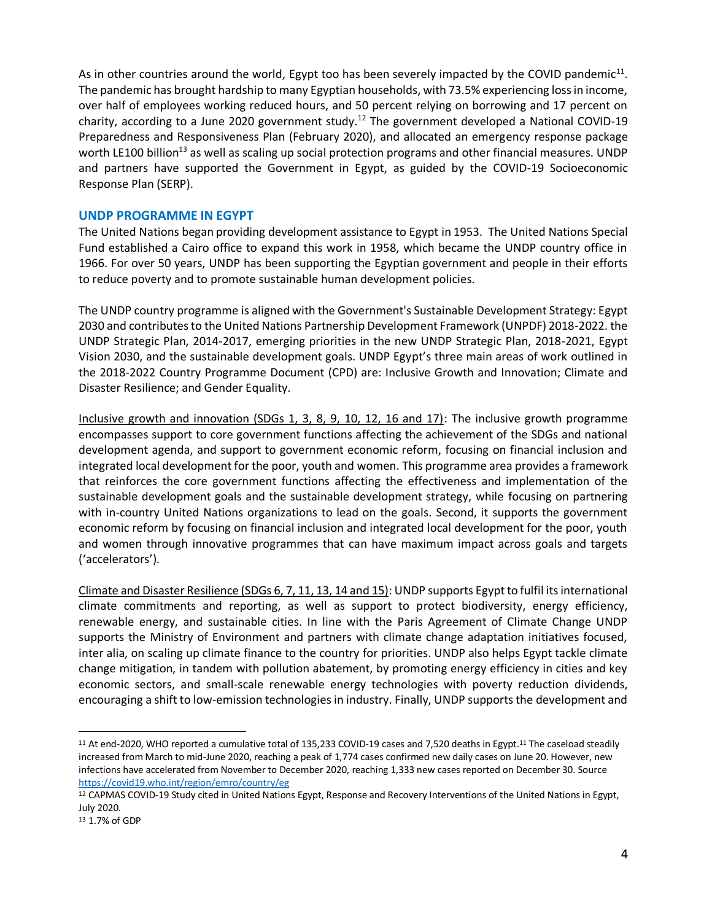As in other countries around the world, Egypt too has been severely impacted by the COVID pandemic[11]. The pandemic has brought hardship to many Egyptian households, with 73.5% experiencing loss in income, over half of employees working reduced hours, and 50 percent relying on borrowing and 17 percent on charity, according to a June 2020 government study.[12] The government developed a National COVID-19 Preparedness and Responsiveness Plan (February 2020), and allocated an emergency response package worth LE100 billion[13] as well as scaling up social protection programs and other financial measures. UNDP and partners have supported the Government in Egypt, as guided by the COVID-19 Socioeconomic Response Plan (SERP).

## UNDP PROGRAMME IN EGYPT

The United Nations began providing development assistance to Egypt in 1953. The United Nations Special Fund established a Cairo office to expand this work in 1958, which became the UNDP country office in 1966. For over 50 years, UNDP has been supporting the Egyptian government and people in their efforts to reduce poverty and to promote sustainable human development policies.

The UNDP country programme is aligned with the Government's Sustainable Development Strategy: Egypt 2030 and contributes to the United Nations Partnership Development Framework (UNPDF) 2018-2022. the UNDP Strategic Plan, 2014-2017, emerging priorities in the new UNDP Strategic Plan, 2018-2021, Egypt Vision 2030, and the sustainable development goals. UNDP Egypt's three main areas of work outlined in the 2018-2022 Country Programme Document (CPD) are: Inclusive Growth and Innovation; Climate and Disaster Resilience; and Gender Equality.

Inclusive growth and innovation (SDGs 1, 3, 8, 9, 10, 12, 16 and 17): The inclusive growth programme encompasses support to core government functions affecting the achievement of the SDGs and national development agenda, and support to government economic reform, focusing on financial inclusion and integrated local development for the poor, youth and women. This programme area provides a framework that reinforces the core government functions affecting the effectiveness and implementation of the sustainable development goals and the sustainable development strategy, while focusing on partnering with in-country United Nations organizations to lead on the goals. Second, it supports the government economic reform by focusing on financial inclusion and integrated local development for the poor, youth and women through innovative programmes that can have maximum impact across goals and targets ('accelerators').

Climate and Disaster Resilience (SDGs 6, 7, 11, 13, 14 and 15): UNDP supports Egypt to fulfil its international climate commitments and reporting, as well as support to protect biodiversity, energy efficiency, renewable energy, and sustainable cities. In line with the Paris Agreement of Climate Change UNDP supports the Ministry of Environment and partners with climate change adaptation initiatives focused, inter alia, on scaling up climate finance to the country for priorities. UNDP also helps Egypt tackle climate change mitigation, in tandem with pollution abatement, by promoting energy efficiency in cities and key economic sectors, and small-scale renewable energy technologies with poverty reduction dividends, encouraging a shift to low-emission technologies in industry. Finally, UNDP supports the development and

---

[11] At end-2020, WHO reported a cumulative total of 135,233 COVID-19 cases and 7,520 deaths in Egypt.[11] The caseload steadily increased from March to mid-June 2020, reaching a peak of 1,774 cases confirmed new daily cases on June 20. However, new infections have accelerated from November to December 2020, reaching 1,333 new cases reported on December 30. Source https://covid19.who.int/region/emro/country/eg

[12] CAPMAS COVID-19 Study cited in United Nations Egypt, Response and Recovery Interventions of the United Nations in Egypt, July 2020.

[13] 1.7% of GDP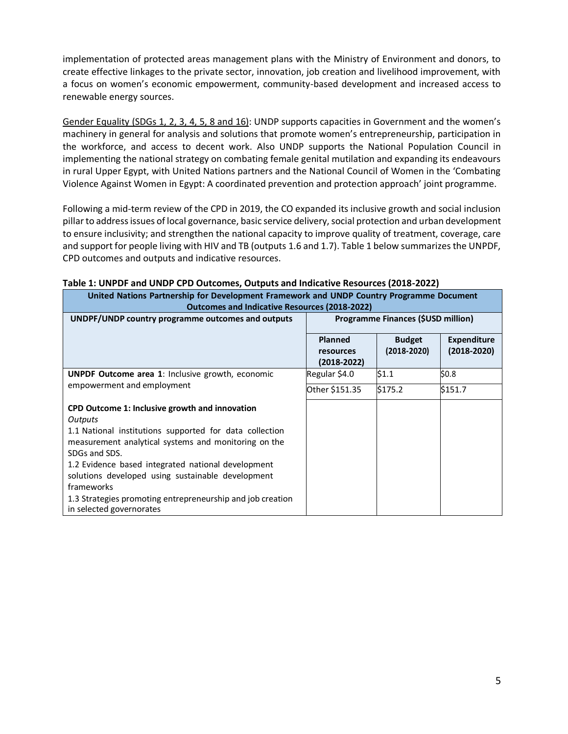implementation of protected areas management plans with the Ministry of Environment and donors, to create effective linkages to the private sector, innovation, job creation and livelihood improvement, with a focus on women's economic empowerment, community-based development and increased access to renewable energy sources.

Gender Equality (SDGs 1, 2, 3, 4, 5, 8 and 16): UNDP supports capacities in Government and the women's machinery in general for analysis and solutions that promote women's entrepreneurship, participation in the workforce, and access to decent work. Also UNDP supports the National Population Council in implementing the national strategy on combating female genital mutilation and expanding its endeavours in rural Upper Egypt, with United Nations partners and the National Council of Women in the 'Combating Violence Against Women in Egypt: A coordinated prevention and protection approach' joint programme.

Following a mid-term review of the CPD in 2019, the CO expanded its inclusive growth and social inclusion pillar to address issues of local governance, basic service delivery, social protection and urban development to ensure inclusivity; and strengthen the national capacity to improve quality of treatment, coverage, care and support for people living with HIV and TB (outputs 1.6 and 1.7). Table 1 below summarizes the UNPDF, CPD outcomes and outputs and indicative resources.

**Table 1: UNPDF and UNDP CPD Outcomes, Outputs and Indicative Resources (2018-2022)**

| United Nations Partnership for Development Framework and UNDP Country Programme Document Outcomes and Indicative Resources (2018-2022) | | | |
|---|---|---|---|
| **UNDPF/UNDP country programme outcomes and outputs** | **Programme Finances ($USD million)** | | |
| | **Planned resources (2018-2022)** | **Budget (2018-2020)** | **Expenditure (2018-2020)** |
| **UNPDF Outcome area 1**: Inclusive growth, economic empowerment and employment | Regular $4.0 | $1.1 | $0.8 |
| | Other $151.35 | $175.2 | $151.7 |
| **CPD Outcome 1: Inclusive growth and innovation**<br>*Outputs*<br>1.1 National institutions supported for data collection measurement analytical systems and monitoring on the SDGs and SDS.<br>1.2 Evidence based integrated national development solutions developed using sustainable development frameworks<br>1.3 Strategies promoting entrepreneurship and job creation in selected governorates | | | |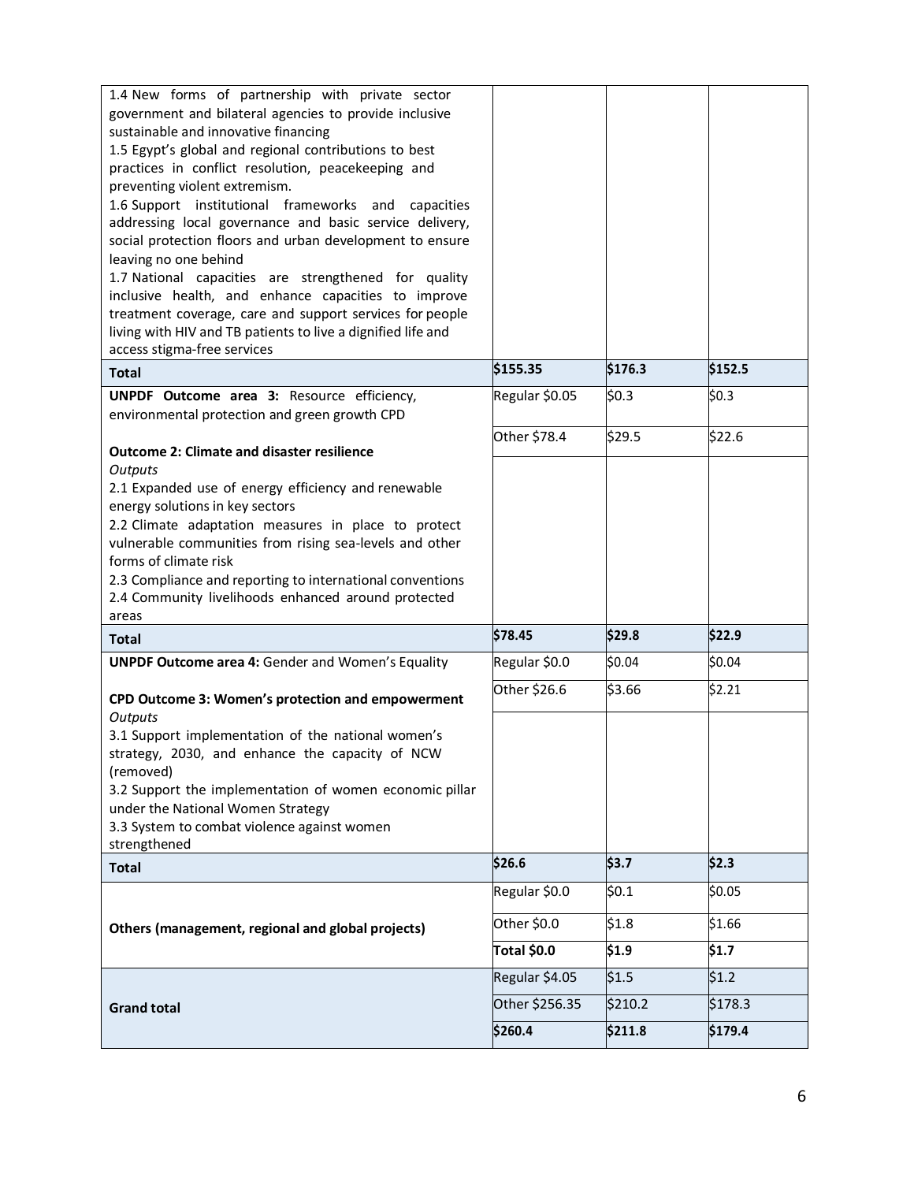| | | | |
|---|---|---|---|
| 1.4 New forms of partnership with private sector government and bilateral agencies to provide inclusive sustainable and innovative financing<br>1.5 Egypt's global and regional contributions to best practices in conflict resolution, peacekeeping and preventing violent extremism.<br>1.6 Support institutional frameworks and capacities addressing local governance and basic service delivery, social protection floors and urban development to ensure leaving no one behind<br>1.7 National capacities are strengthened for quality inclusive health, and enhance capacities to improve treatment coverage, care and support services for people living with HIV and TB patients to live a dignified life and access stigma-free services | | | |
| **Total** | **$155.35** | **$176.3** | **$152.5** |
| **UNPDF Outcome area 3:** Resource efficiency, environmental protection and green growth CPD | Regular $0.05 | $0.3 | $0.3 |
| **Outcome 2: Climate and disaster resilience** | Other $78.4 | $29.5 | $22.6 |
| *Outputs*<br>2.1 Expanded use of energy efficiency and renewable energy solutions in key sectors<br>2.2 Climate adaptation measures in place to protect vulnerable communities from rising sea-levels and other forms of climate risk<br>2.3 Compliance and reporting to international conventions<br>2.4 Community livelihoods enhanced around protected areas | | | |
| **Total** | **$78.45** | **$29.8** | **$22.9** |
| **UNPDF Outcome area 4:** Gender and Women's Equality | Regular $0.0 | $0.04 | $0.04 |
| **CPD Outcome 3: Women's protection and empowerment** | Other $26.6 | $3.66 | $2.21 |
| *Outputs*<br>3.1 Support implementation of the national women's strategy, 2030, and enhance the capacity of NCW (removed)<br>3.2 Support the implementation of women economic pillar under the National Women Strategy<br>3.3 System to combat violence against women strengthened | | | |
| **Total** | **$26.6** | **$3.7** | **$2.3** |
| **Others (management, regional and global projects)** | Regular $0.0 | $0.1 | $0.05 |
| | Other $0.0 | $1.8 | $1.66 |
| | **Total $0.0** | **$1.9** | **$1.7** |
| **Grand total** | Regular $4.05 | $1.5 | $1.2 |
| | Other $256.35 | $210.2 | $178.3 |
| | **$260.4** | **$211.8** | **$179.4** |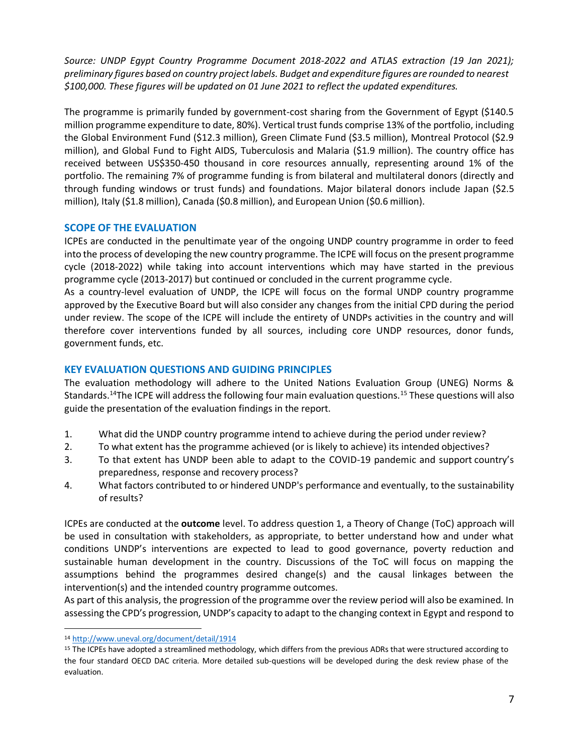*Source: UNDP Egypt Country Programme Document 2018-2022 and ATLAS extraction (19 Jan 2021); preliminary figures based on country project labels. Budget and expenditure figures are rounded to nearest $100,000. These figures will be updated on 01 June 2021 to reflect the updated expenditures.*

The programme is primarily funded by government-cost sharing from the Government of Egypt ($140.5 million programme expenditure to date, 80%). Vertical trust funds comprise 13% of the portfolio, including the Global Environment Fund ($12.3 million), Green Climate Fund ($3.5 million), Montreal Protocol ($2.9 million), and Global Fund to Fight AIDS, Tuberculosis and Malaria ($1.9 million). The country office has received between US$350-450 thousand in core resources annually, representing around 1% of the portfolio. The remaining 7% of programme funding is from bilateral and multilateral donors (directly and through funding windows or trust funds) and foundations. Major bilateral donors include Japan ($2.5 million), Italy ($1.8 million), Canada ($0.8 million), and European Union ($0.6 million).

## SCOPE OF THE EVALUATION

ICPEs are conducted in the penultimate year of the ongoing UNDP country programme in order to feed into the process of developing the new country programme. The ICPE will focus on the present programme cycle (2018-2022) while taking into account interventions which may have started in the previous programme cycle (2013-2017) but continued or concluded in the current programme cycle.

As a country-level evaluation of UNDP, the ICPE will focus on the formal UNDP country programme approved by the Executive Board but will also consider any changes from the initial CPD during the period under review. The scope of the ICPE will include the entirety of UNDPs activities in the country and will therefore cover interventions funded by all sources, including core UNDP resources, donor funds, government funds, etc.

## KEY EVALUATION QUESTIONS AND GUIDING PRINCIPLES

The evaluation methodology will adhere to the United Nations Evaluation Group (UNEG) Norms & Standards.[14] The ICPE will address the following four main evaluation questions.[15] These questions will also guide the presentation of the evaluation findings in the report.

1. What did the UNDP country programme intend to achieve during the period under review?
2. To what extent has the programme achieved (or is likely to achieve) its intended objectives?
3. To that extent has UNDP been able to adapt to the COVID-19 pandemic and support country's preparedness, response and recovery process?
4. What factors contributed to or hindered UNDP's performance and eventually, to the sustainability of results?

ICPEs are conducted at the **outcome** level. To address question 1, a Theory of Change (ToC) approach will be used in consultation with stakeholders, as appropriate, to better understand how and under what conditions UNDP's interventions are expected to lead to good governance, poverty reduction and sustainable human development in the country. Discussions of the ToC will focus on mapping the assumptions behind the programmes desired change(s) and the causal linkages between the intervention(s) and the intended country programme outcomes.

As part of this analysis, the progression of the programme over the review period will also be examined. In assessing the CPD's progression, UNDP's capacity to adapt to the changing context in Egypt and respond to

[14] http://www.uneval.org/document/detail/1914

[15] The ICPEs have adopted a streamlined methodology, which differs from the previous ADRs that were structured according to the four standard OECD DAC criteria. More detailed sub-questions will be developed during the desk review phase of the evaluation.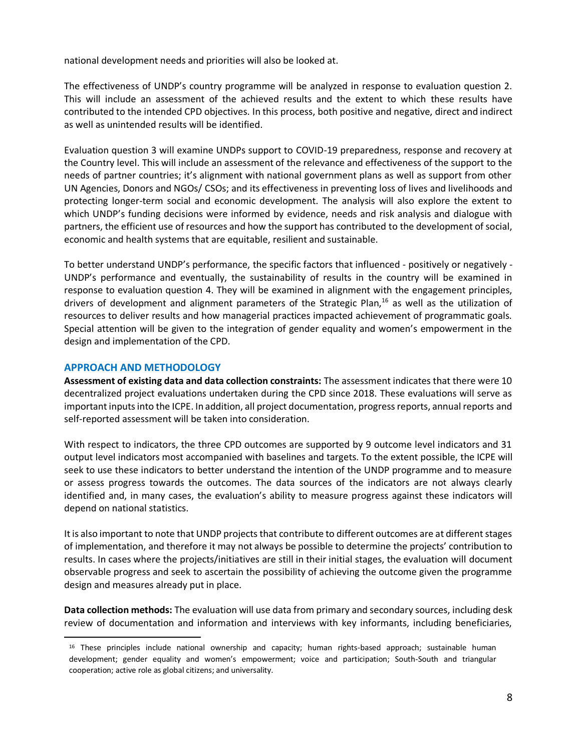national development needs and priorities will also be looked at.

The effectiveness of UNDP's country programme will be analyzed in response to evaluation question 2. This will include an assessment of the achieved results and the extent to which these results have contributed to the intended CPD objectives. In this process, both positive and negative, direct and indirect as well as unintended results will be identified.

Evaluation question 3 will examine UNDPs support to COVID-19 preparedness, response and recovery at the Country level. This will include an assessment of the relevance and effectiveness of the support to the needs of partner countries; it's alignment with national government plans as well as support from other UN Agencies, Donors and NGOs/ CSOs; and its effectiveness in preventing loss of lives and livelihoods and protecting longer-term social and economic development. The analysis will also explore the extent to which UNDP's funding decisions were informed by evidence, needs and risk analysis and dialogue with partners, the efficient use of resources and how the support has contributed to the development of social, economic and health systems that are equitable, resilient and sustainable.

To better understand UNDP's performance, the specific factors that influenced - positively or negatively - UNDP's performance and eventually, the sustainability of results in the country will be examined in response to evaluation question 4. They will be examined in alignment with the engagement principles, drivers of development and alignment parameters of the Strategic Plan,[16] as well as the utilization of resources to deliver results and how managerial practices impacted achievement of programmatic goals. Special attention will be given to the integration of gender equality and women's empowerment in the design and implementation of the CPD.

## APPROACH AND METHODOLOGY

**Assessment of existing data and data collection constraints:** The assessment indicates that there were 10 decentralized project evaluations undertaken during the CPD since 2018. These evaluations will serve as important inputs into the ICPE. In addition, all project documentation, progress reports, annual reports and self-reported assessment will be taken into consideration.

With respect to indicators, the three CPD outcomes are supported by 9 outcome level indicators and 31 output level indicators most accompanied with baselines and targets. To the extent possible, the ICPE will seek to use these indicators to better understand the intention of the UNDP programme and to measure or assess progress towards the outcomes. The data sources of the indicators are not always clearly identified and, in many cases, the evaluation's ability to measure progress against these indicators will depend on national statistics.

It is also important to note that UNDP projects that contribute to different outcomes are at different stages of implementation, and therefore it may not always be possible to determine the projects' contribution to results. In cases where the projects/initiatives are still in their initial stages, the evaluation will document observable progress and seek to ascertain the possibility of achieving the outcome given the programme design and measures already put in place.

**Data collection methods:** The evaluation will use data from primary and secondary sources, including desk review of documentation and information and interviews with key informants, including beneficiaries,

[16] These principles include national ownership and capacity; human rights-based approach; sustainable human development; gender equality and women's empowerment; voice and participation; South-South and triangular cooperation; active role as global citizens; and universality.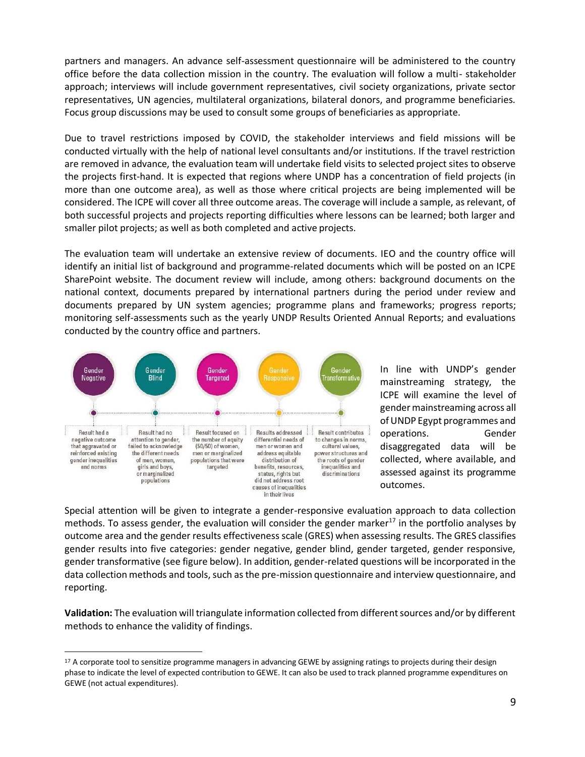partners and managers. An advance self-assessment questionnaire will be administered to the country office before the data collection mission in the country. The evaluation will follow a multi- stakeholder approach; interviews will include government representatives, civil society organizations, private sector representatives, UN agencies, multilateral organizations, bilateral donors, and programme beneficiaries. Focus group discussions may be used to consult some groups of beneficiaries as appropriate.

Due to travel restrictions imposed by COVID, the stakeholder interviews and field missions will be conducted virtually with the help of national level consultants and/or institutions. If the travel restriction are removed in advance, the evaluation team will undertake field visits to selected project sites to observe the projects first-hand. It is expected that regions where UNDP has a concentration of field projects (in more than one outcome area), as well as those where critical projects are being implemented will be considered. The ICPE will cover all three outcome areas. The coverage will include a sample, as relevant, of both successful projects and projects reporting difficulties where lessons can be learned; both larger and smaller pilot projects; as well as both completed and active projects.

The evaluation team will undertake an extensive review of documents. IEO and the country office will identify an initial list of background and programme-related documents which will be posted on an ICPE SharePoint website. The document review will include, among others: background documents on the national context, documents prepared by international partners during the period under review and documents prepared by UN system agencies; programme plans and frameworks; progress reports; monitoring self-assessments such as the yearly UNDP Results Oriented Annual Reports; and evaluations conducted by the country office and partners.

| Gender Negative | Gender Blind | Gender Targeted | Gender Responsive | Gender Transformative |
|---|---|---|---|---|
| Result had a negative outcome that aggravated or reinforced existing gender inequalities and norms | Result had no attention to gender, failed to acknowledge the different needs of men, women, girls and boys, or marginalized populations | Result focused on the number of equity (50/50) of women, men or marginalized populations that were targeted | Results addressed differential needs of men or women and address equitable distribution of benefits, resources, status, rights but did not address root causes of inequalities in their lives | Result contributes to changes in norms, cultural values, power structures and the roots of gender inequalities and discriminations |

In line with UNDP's gender mainstreaming strategy, the ICPE will examine the level of gender mainstreaming across all of UNDP Egypt programmes and operations. Gender disaggregated data will be collected, where available, and assessed against its programme outcomes.

Special attention will be given to integrate a gender-responsive evaluation approach to data collection methods. To assess gender, the evaluation will consider the gender marker[17] in the portfolio analyses by outcome area and the gender results effectiveness scale (GRES) when assessing results. The GRES classifies gender results into five categories: gender negative, gender blind, gender targeted, gender responsive, gender transformative (see figure below). In addition, gender-related questions will be incorporated in the data collection methods and tools, such as the pre-mission questionnaire and interview questionnaire, and reporting.

**Validation:** The evaluation will triangulate information collected from different sources and/or by different methods to enhance the validity of findings.

[17] A corporate tool to sensitize programme managers in advancing GEWE by assigning ratings to projects during their design phase to indicate the level of expected contribution to GEWE. It can also be used to track planned programme expenditures on GEWE (not actual expenditures).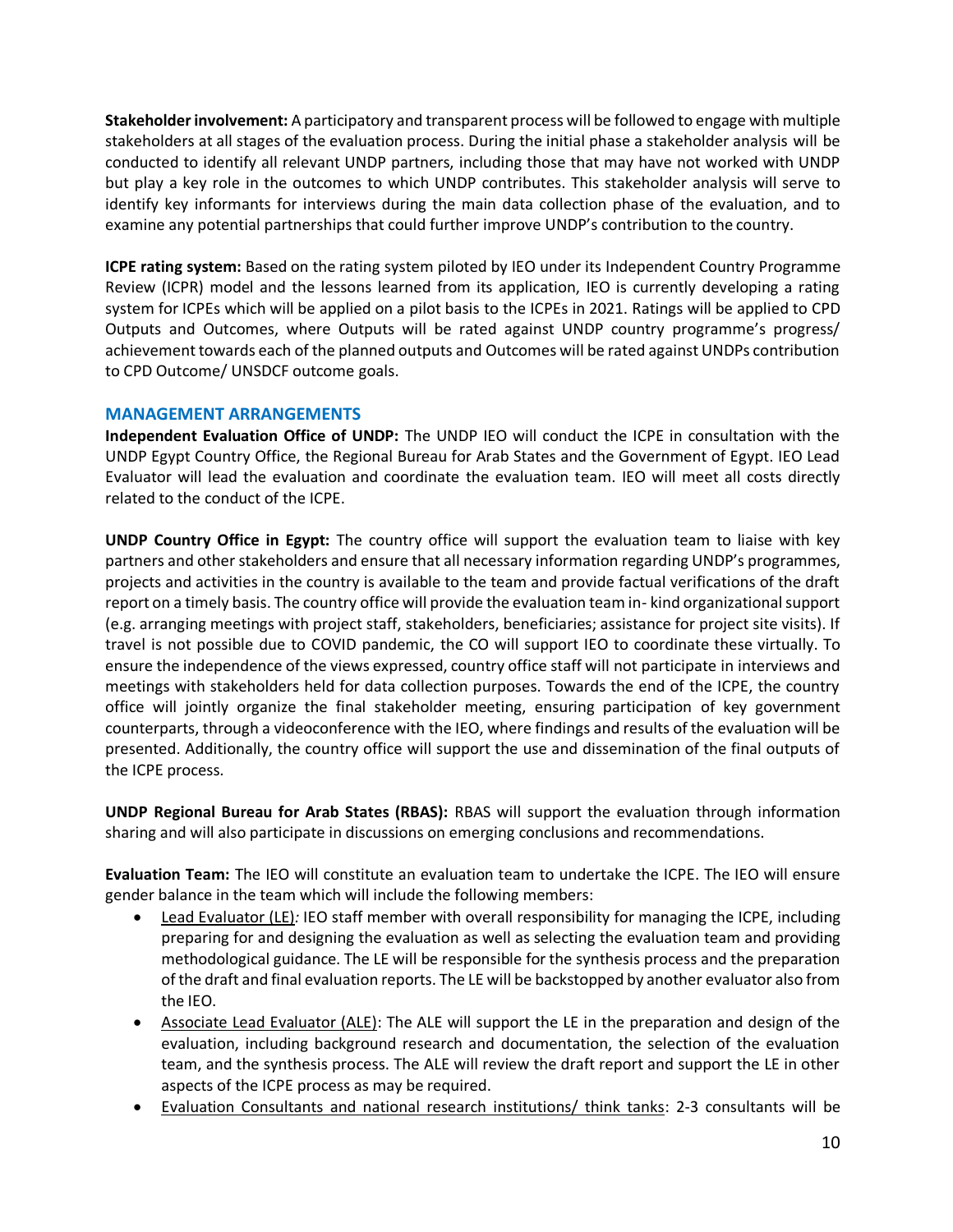**Stakeholder involvement:** A participatory and transparent process will be followed to engage with multiple stakeholders at all stages of the evaluation process. During the initial phase a stakeholder analysis will be conducted to identify all relevant UNDP partners, including those that may have not worked with UNDP but play a key role in the outcomes to which UNDP contributes. This stakeholder analysis will serve to identify key informants for interviews during the main data collection phase of the evaluation, and to examine any potential partnerships that could further improve UNDP's contribution to the country.

**ICPE rating system:** Based on the rating system piloted by IEO under its Independent Country Programme Review (ICPR) model and the lessons learned from its application, IEO is currently developing a rating system for ICPEs which will be applied on a pilot basis to the ICPEs in 2021. Ratings will be applied to CPD Outputs and Outcomes, where Outputs will be rated against UNDP country programme's progress/ achievement towards each of the planned outputs and Outcomes will be rated against UNDPs contribution to CPD Outcome/ UNSDCF outcome goals.

## MANAGEMENT ARRANGEMENTS

**Independent Evaluation Office of UNDP:** The UNDP IEO will conduct the ICPE in consultation with the UNDP Egypt Country Office, the Regional Bureau for Arab States and the Government of Egypt. IEO Lead Evaluator will lead the evaluation and coordinate the evaluation team. IEO will meet all costs directly related to the conduct of the ICPE.

**UNDP Country Office in Egypt:** The country office will support the evaluation team to liaise with key partners and other stakeholders and ensure that all necessary information regarding UNDP's programmes, projects and activities in the country is available to the team and provide factual verifications of the draft report on a timely basis. The country office will provide the evaluation team in- kind organizational support (e.g. arranging meetings with project staff, stakeholders, beneficiaries; assistance for project site visits). If travel is not possible due to COVID pandemic, the CO will support IEO to coordinate these virtually. To ensure the independence of the views expressed, country office staff will not participate in interviews and meetings with stakeholders held for data collection purposes. Towards the end of the ICPE, the country office will jointly organize the final stakeholder meeting, ensuring participation of key government counterparts, through a videoconference with the IEO, where findings and results of the evaluation will be presented. Additionally, the country office will support the use and dissemination of the final outputs of the ICPE process.

**UNDP Regional Bureau for Arab States (RBAS):** RBAS will support the evaluation through information sharing and will also participate in discussions on emerging conclusions and recommendations.

**Evaluation Team:** The IEO will constitute an evaluation team to undertake the ICPE. The IEO will ensure gender balance in the team which will include the following members:

- Lead Evaluator (LE): IEO staff member with overall responsibility for managing the ICPE, including preparing for and designing the evaluation as well as selecting the evaluation team and providing methodological guidance. The LE will be responsible for the synthesis process and the preparation of the draft and final evaluation reports. The LE will be backstopped by another evaluator also from the IEO.
- Associate Lead Evaluator (ALE): The ALE will support the LE in the preparation and design of the evaluation, including background research and documentation, the selection of the evaluation team, and the synthesis process. The ALE will review the draft report and support the LE in other aspects of the ICPE process as may be required.
- Evaluation Consultants and national research institutions/ think tanks: 2-3 consultants will be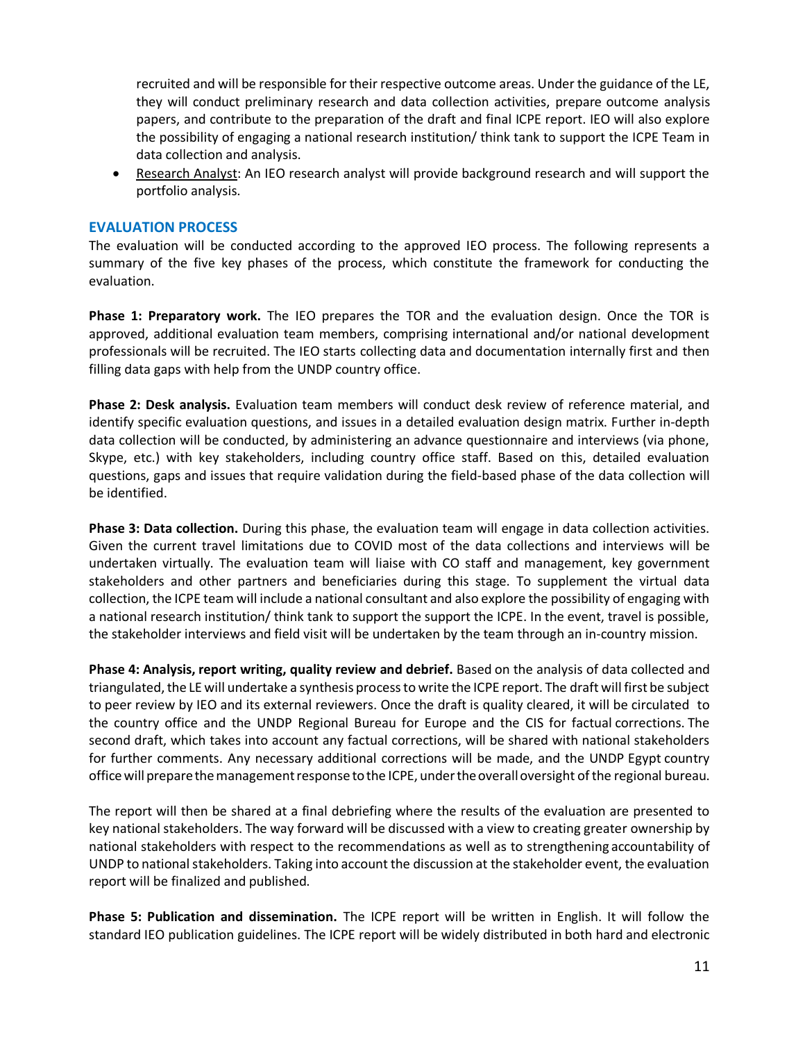recruited and will be responsible for their respective outcome areas. Under the guidance of the LE, they will conduct preliminary research and data collection activities, prepare outcome analysis papers, and contribute to the preparation of the draft and final ICPE report. IEO will also explore the possibility of engaging a national research institution/ think tank to support the ICPE Team in data collection and analysis.

- Research Analyst: An IEO research analyst will provide background research and will support the portfolio analysis.

## EVALUATION PROCESS

The evaluation will be conducted according to the approved IEO process. The following represents a summary of the five key phases of the process, which constitute the framework for conducting the evaluation.

**Phase 1: Preparatory work.** The IEO prepares the TOR and the evaluation design. Once the TOR is approved, additional evaluation team members, comprising international and/or national development professionals will be recruited. The IEO starts collecting data and documentation internally first and then filling data gaps with help from the UNDP country office.

**Phase 2: Desk analysis.** Evaluation team members will conduct desk review of reference material, and identify specific evaluation questions, and issues in a detailed evaluation design matrix. Further in-depth data collection will be conducted, by administering an advance questionnaire and interviews (via phone, Skype, etc.) with key stakeholders, including country office staff. Based on this, detailed evaluation questions, gaps and issues that require validation during the field-based phase of the data collection will be identified.

**Phase 3: Data collection.** During this phase, the evaluation team will engage in data collection activities. Given the current travel limitations due to COVID most of the data collections and interviews will be undertaken virtually. The evaluation team will liaise with CO staff and management, key government stakeholders and other partners and beneficiaries during this stage. To supplement the virtual data collection, the ICPE team will include a national consultant and also explore the possibility of engaging with a national research institution/ think tank to support the support the ICPE. In the event, travel is possible, the stakeholder interviews and field visit will be undertaken by the team through an in-country mission.

**Phase 4: Analysis, report writing, quality review and debrief.** Based on the analysis of data collected and triangulated, the LE will undertake a synthesis process to write the ICPE report. The draft will first be subject to peer review by IEO and its external reviewers. Once the draft is quality cleared, it will be circulated to the country office and the UNDP Regional Bureau for Europe and the CIS for factual corrections. The second draft, which takes into account any factual corrections, will be shared with national stakeholders for further comments. Any necessary additional corrections will be made, and the UNDP Egypt country office will prepare the management response to the ICPE, under the overall oversight of the regional bureau.

The report will then be shared at a final debriefing where the results of the evaluation are presented to key national stakeholders. The way forward will be discussed with a view to creating greater ownership by national stakeholders with respect to the recommendations as well as to strengthening accountability of UNDP to national stakeholders. Taking into account the discussion at the stakeholder event, the evaluation report will be finalized and published.

**Phase 5: Publication and dissemination.** The ICPE report will be written in English. It will follow the standard IEO publication guidelines. The ICPE report will be widely distributed in both hard and electronic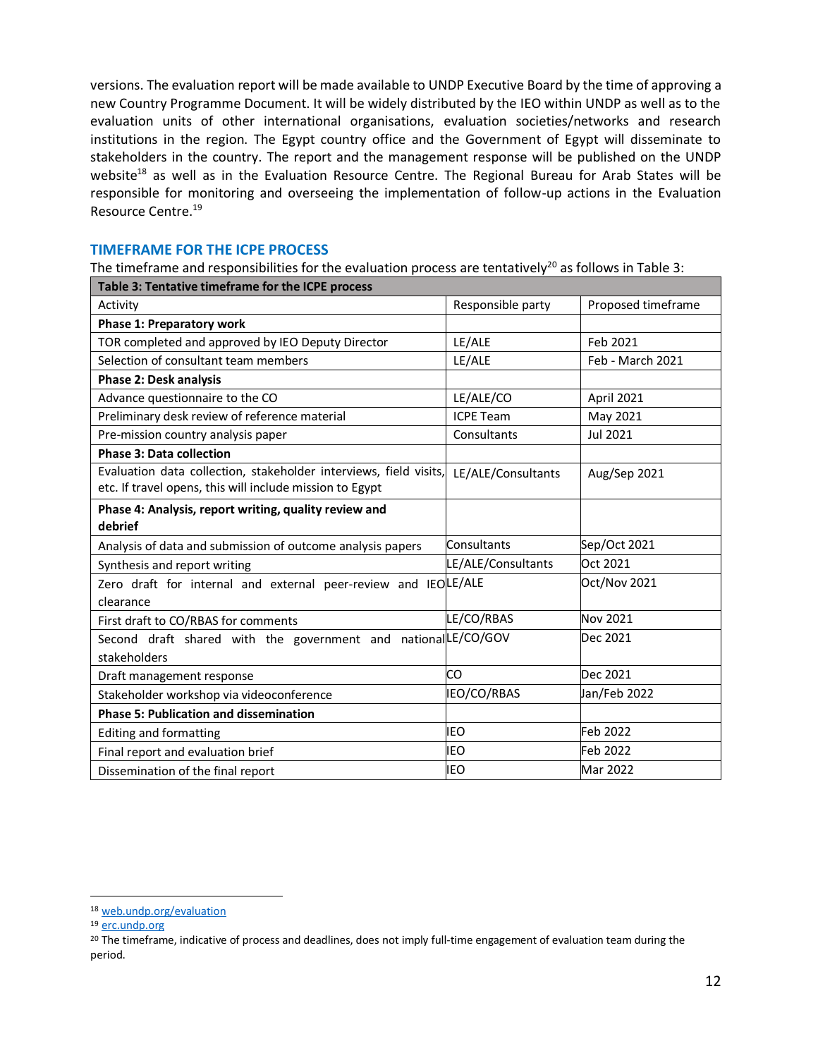versions. The evaluation report will be made available to UNDP Executive Board by the time of approving a new Country Programme Document. It will be widely distributed by the IEO within UNDP as well as to the evaluation units of other international organisations, evaluation societies/networks and research institutions in the region. The Egypt country office and the Government of Egypt will disseminate to stakeholders in the country. The report and the management response will be published on the UNDP website[18] as well as in the Evaluation Resource Centre. The Regional Bureau for Arab States will be responsible for monitoring and overseeing the implementation of follow-up actions in the Evaluation Resource Centre.[19]

## TIMEFRAME FOR THE ICPE PROCESS

The timeframe and responsibilities for the evaluation process are tentatively[20] as follows in Table 3:

| **Table 3: Tentative timeframe for the ICPE process** | | |
|---|---|---|
| Activity | Responsible party | Proposed timeframe |
| **Phase 1: Preparatory work** | | |
| TOR completed and approved by IEO Deputy Director | LE/ALE | Feb 2021 |
| Selection of consultant team members | LE/ALE | Feb - March 2021 |
| **Phase 2: Desk analysis** | | |
| Advance questionnaire to the CO | LE/ALE/CO | April 2021 |
| Preliminary desk review of reference material | ICPE Team | May 2021 |
| Pre-mission country analysis paper | Consultants | Jul 2021 |
| **Phase 3: Data collection** | | |
| Evaluation data collection, stakeholder interviews, field visits, etc. If travel opens, this will include mission to Egypt | LE/ALE/Consultants | Aug/Sep 2021 |
| **Phase 4: Analysis, report writing, quality review and debrief** | | |
| Analysis of data and submission of outcome analysis papers | Consultants | Sep/Oct 2021 |
| Synthesis and report writing | LE/ALE/Consultants | Oct 2021 |
| Zero draft for internal and external peer-review and IEO clearance | LE/ALE | Oct/Nov 2021 |
| First draft to CO/RBAS for comments | LE/CO/RBAS | Nov 2021 |
| Second draft shared with the government and national stakeholders | LE/CO/GOV | Dec 2021 |
| Draft management response | CO | Dec 2021 |
| Stakeholder workshop via videoconference | IEO/CO/RBAS | Jan/Feb 2022 |
| **Phase 5: Publication and dissemination** | | |
| Editing and formatting | IEO | Feb 2022 |
| Final report and evaluation brief | IEO | Feb 2022 |
| Dissemination of the final report | IEO | Mar 2022 |

[18] web.undp.org/evaluation

[19] erc.undp.org

[20] The timeframe, indicative of process and deadlines, does not imply full-time engagement of evaluation team during the period.